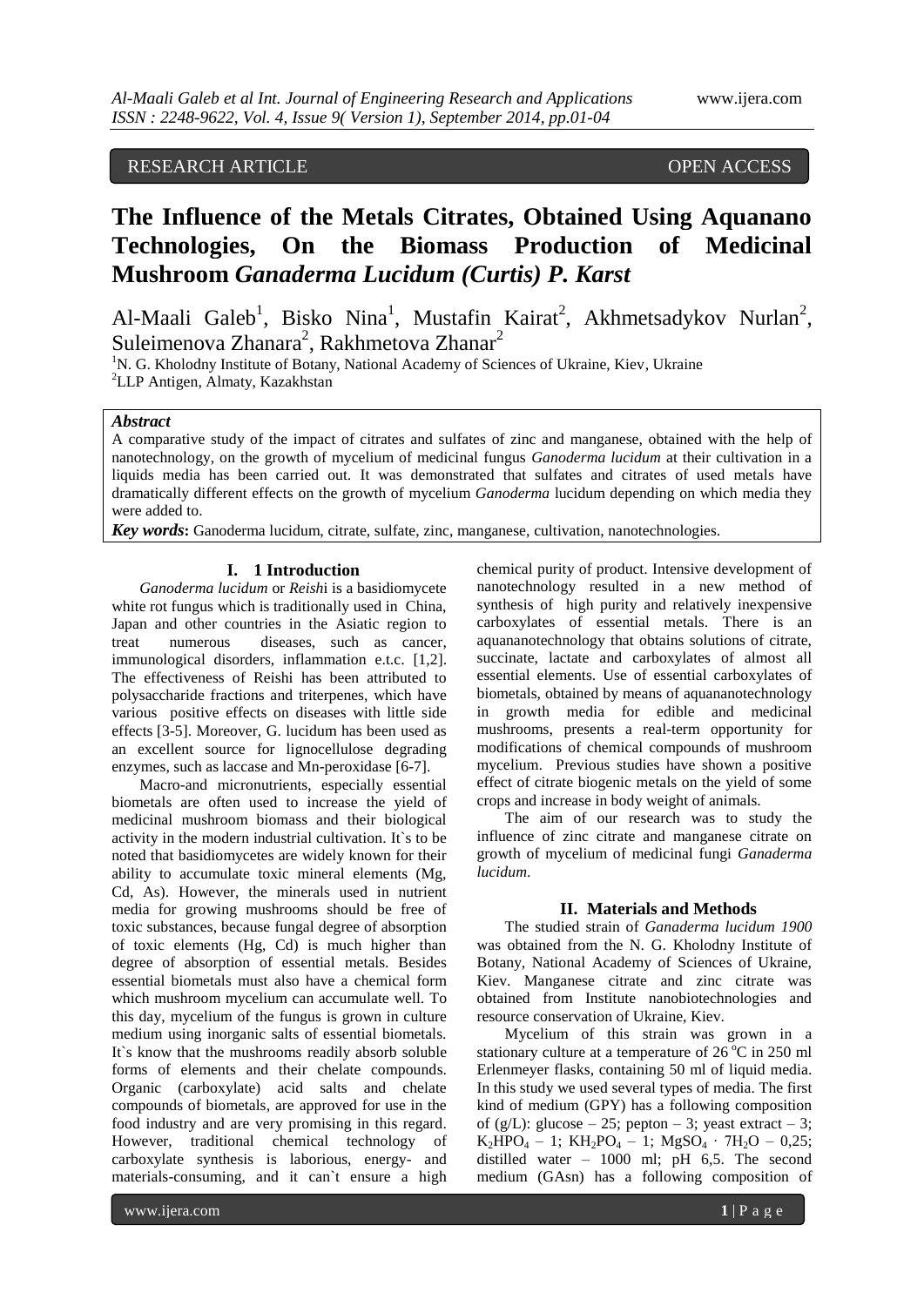RESEARCH ARTICLE OPEN ACCESS

# The Influence of the Metals Citrates, Obtained Using Aquanano Technologies, On the Biomass Production of Medicinal Mushroom *Ganaderma Lucidum (Curtis) P. Karst*

Al-Maali Galeb[1], Bisko Nina[1], Mustafin Kairat[2], Akhmetsadykov Nurlan[2], Suleimenova Zhanara[2], Rakhmetova Zhanar[2]

[1]N. G. Kholodny Institute of Botany, National Academy of Sciences of Ukraine, Kiev, Ukraine
[2]LLP Antigen, Almaty, Kazakhstan

***Abstract***

A comparative study of the impact of citrates and sulfates of zinc and manganese, obtained with the help of nanotechnology, on the growth of mycelium of medicinal fungus *Ganoderma lucidum* at their cultivation in a liquids media has been carried out. It was demonstrated that sulfates and citrates of used metals have dramatically different effects on the growth of mycelium *Ganoderma* lucidum depending on which media they were added to.

***Key words*:** Ganoderma lucidum, citrate, sulfate, zinc, manganese, cultivation, nanotechnologies.

## I. 1 Introduction

*Ganoderma lucidum* or *Reish*i is a basidiomycete white rot fungus which is traditionally used in China, Japan and other countries in the Asiatic region to treat numerous diseases, such as cancer, immunological disorders, inflammation e.t.c. [1,2]. The effectiveness of Reishi has been attributed to polysaccharide fractions and triterpenes, which have various positive effects on diseases with little side effects [3-5]. Moreover, G. lucidum has been used as an excellent source for lignocellulose degrading enzymes, such as laccase and Mn-peroxidase [6-7].

Macro-and micronutrients, especially essential biometals are often used to increase the yield of medicinal mushroom biomass and their biological activity in the modern industrial cultivation. It`s to be noted that basidiomycetes are widely known for their ability to accumulate toxic mineral elements (Mg, Cd, As). However, the minerals used in nutrient media for growing mushrooms should be free of toxic substances, because fungal degree of absorption of toxic elements (Hg, Cd) is much higher than degree of absorption of essential metals. Besides essential biometals must also have a chemical form which mushroom mycelium can accumulate well. To this day, mycelium of the fungus is grown in culture medium using inorganic salts of essential biometals. It`s know that the mushrooms readily absorb soluble forms of elements and their chelate compounds. Organic (carboxylate) acid salts and chelate compounds of biometals, are approved for use in the food industry and are very promising in this regard. However, traditional chemical technology of carboxylate synthesis is laborious, energy- and materials-consuming, and it can`t ensure a high chemical purity of product. Intensive development of nanotechnology resulted in a new method of synthesis of high purity and relatively inexpensive carboxylates of essential metals. There is an aquananotechnology that obtains solutions of citrate, succinate, lactate and carboxylates of almost all essential elements. Use of essential carboxylates of biometals, obtained by means of aquananotechnology in growth media for edible and medicinal mushrooms, presents a real-term opportunity for modifications of chemical compounds of mushroom mycelium. Previous studies have shown a positive effect of citrate biogenic metals on the yield of some crops and increase in body weight of animals.

The aim of our research was to study the influence of zinc citrate and manganese citrate on growth of mycelium of medicinal fungi *Ganaderma lucidum*.

## II. Materials and Methods

The studied strain of *Ganaderma lucidum 1900* was obtained from the N. G. Kholodny Institute of Botany, National Academy of Sciences of Ukraine, Kiev. Manganese citrate and zinc citrate was obtained from Institute nanobiotechnologies and resource conservation of Ukraine, Kiev.

Mycelium of this strain was grown in a stationary culture at a temperature of 26 $^{o}$C in 250 ml Erlenmeyer flasks, containing 50 ml of liquid media. In this study we used several types of media. The first kind of medium (GPY) has a following composition of (g/L): glucose – 25; pepton – 3; yeast extract – 3; $K_2HPO_4$ – 1; $KH_2PO_4$ – 1; $MgSO_4 \cdot 7H_2O$ – 0,25; distilled water – 1000 ml; pH 6,5. The second medium (GAsn) has a following composition of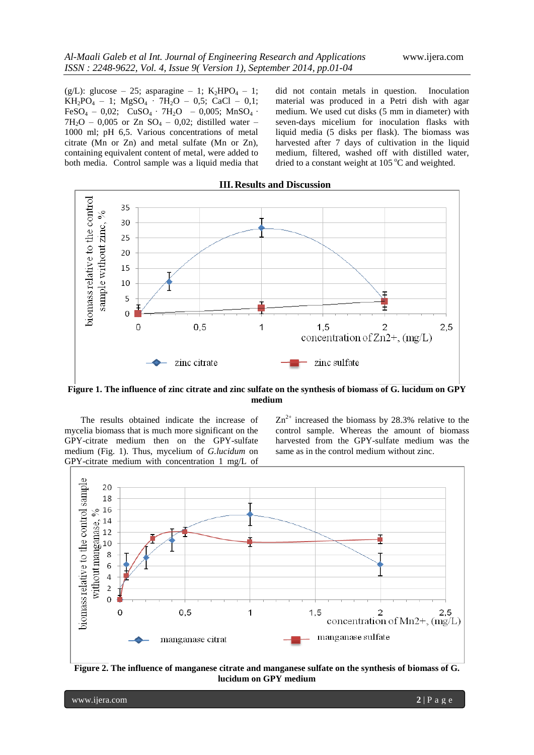(g/L): glucose – 25; asparagine – 1; $K_2HPO_4$ – 1; $KH_2PO_4$ – 1; $MgSO_4 \cdot 7H_2O$ – 0,5; CaCl – 0,1; $FeSO_4$ – 0,02; $CuSO_4 \cdot 7H_2O$ – 0,005; $MnSO_4 \cdot 7H_2O$ – 0,005 or Zn $SO_4$ – 0,02; distilled water – 1000 ml; pH 6,5. Various concentrations of metal citrate (Mn or Zn) and metal sulfate (Mn or Zn), containing equivalent content of metal, were added to both media. Control sample was a liquid media that did not contain metals in question. Inoculation material was produced in a Petri dish with agar medium. We used cut disks (5 mm in diameter) with seven-days micelium for inoculation flasks with liquid media (5 disks per flask). The biomass was harvested after 7 days of cultivation in the liquid medium, filtered, washed off with distilled water, dried to a constant weight at 105 °C and weighted.

## III. Results and Discussion

biomass relative to the control sample without zinc, %

35
30
25
20
15
10
5
0

0
0,5
1
1,5
2
2,5

concentration of Zn2+, (mg/L)

zinc citrate
zinc sulfate

**Figure 1. The influence of zinc citrate and zinc sulfate on the synthesis of biomass of G. lucidum on GPY medium**

The results obtained indicate the increase of mycelia biomass that is much more significant on the GPY-citrate medium then on the GPY-sulfate medium (Fig. 1). Thus, mycelium of *G.lucidum* on GPY-citrate medium with concentration 1 mg/L of $Zn^{2+}$ increased the biomass by 28.3% relative to the control sample. Whereas the amount of biomass harvested from the GPY-sulfate medium was the same as in the control medium without zinc.

biomass relative to the control sample without manganase, %

20
18
16
14
12
10
8
6
4
2
0

0
0,5
1
1,5
2
2,5

concentration of Mn2+, (mg/L)

manganase citrat
manganase sulfate

**Figure 2. The influence of manganese citrate and manganese sulfate on the synthesis of biomass of G. lucidum on GPY medium**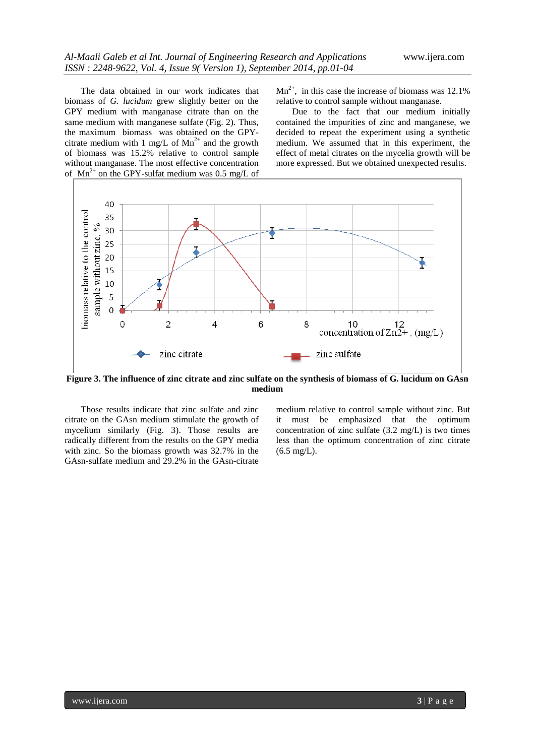The data obtained in our work indicates that biomass of *G. lucidum* grew slightly better on the GPY medium with manganase citrate than on the same medium with manganese sulfate (Fig. 2). Thus, the maximum biomass was obtained on the GPY-citrate medium with 1 mg/L of $Mn^{2+}$ and the growth of biomass was 15.2% relative to control sample without manganase. The most effective concentration of $Mn^{2+}$ on the GPY-sulfat medium was 0.5 mg/L of $Mn^{2+}$, in this case the increase of biomass was 12.1% relative to control sample without manganase.

Due to the fact that our medium initially contained the impurities of zinc and manganese, we decided to repeat the experiment using a synthetic medium. We assumed that in this experiment, the effect of metal citrates on the mycelia growth will be more expressed. But we obtained unexpected results.

biomass relative to the control sample without zinc, %

40
35
30
25
20
15
10
5
0

0 2 4 6 8 10 12

concentration of Zn2+ , (mg/L)

zinc citrate

zinc sulfate

**Figure 3. The influence of zinc citrate and zinc sulfate on the synthesis of biomass of G. lucidum on GAsn medium**

Those results indicate that zinc sulfate and zinc citrate on the GAsn medium stimulate the growth of mycelium similarly (Fig. 3). Those results are radically different from the results on the GPY media with zinc. So the biomass growth was 32.7% in the GAsn-sulfate medium and 29.2% in the GAsn-citrate medium relative to control sample without zinc. But it must be emphasized that the optimum concentration of zinc sulfate (3.2 mg/L) is two times less than the optimum concentration of zinc citrate (6.5 mg/L).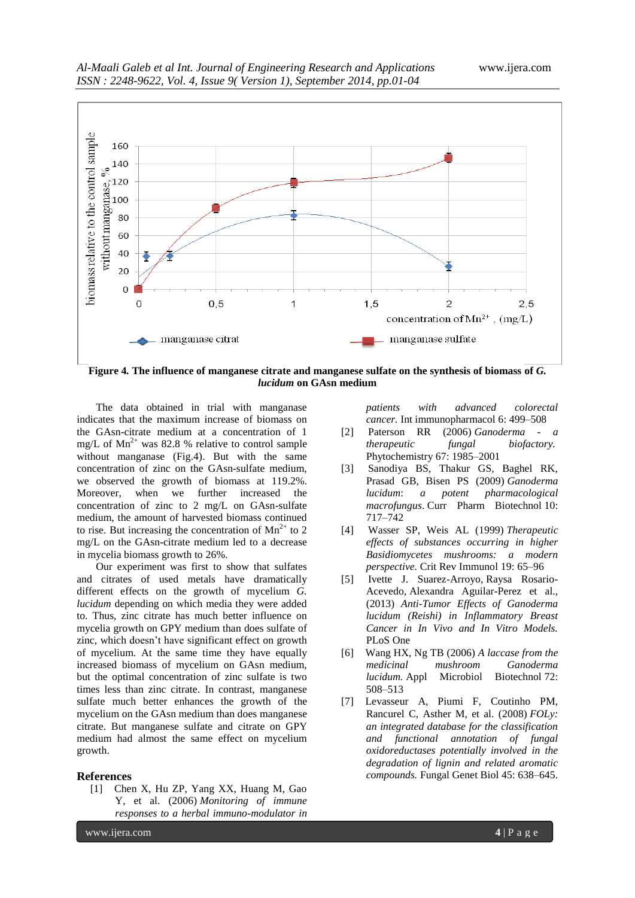160
140
120
100
80
60
40
20
0

biomass relative to the control sample without manganase, %

0 0,5 1 1,5 2 2,5

concentration of $Mn^{2+}$ , (mg/L)

manganase citrat

manganase sulfate

**Figure 4. The influence of manganese citrate and manganese sulfate on the synthesis of biomass of *G. lucidum* on GAsn medium**

The data obtained in trial with manganase indicates that the maximum increase of biomass on the GAsn-citrate medium at a concentration of 1 mg/L of $Mn^{2+}$ was 82.8 % relative to control sample without manganase (Fig.4). But with the same concentration of zinc on the GAsn-sulfate medium, we observed the growth of biomass at 119.2%. Moreover, when we further increased the concentration of zinc to 2 mg/L on GAsn-sulfate medium, the amount of harvested biomass continued to rise. But increasing the concentration of $Mn^{2+}$ to 2 mg/L on the GAsn-citrate medium led to a decrease in mycelia biomass growth to 26%.

Our experiment was first to show that sulfates and citrates of used metals have dramatically different effects on the growth of mycelium *G. lucidum* depending on which media they were added to. Thus, zinc citrate has much better influence on mycelia growth on GPY medium than does sulfate of zinc, which doesn't have significant effect on growth of mycelium. At the same time they have equally increased biomass of mycelium on GAsn medium, but the optimal concentration of zinc sulfate is two times less than zinc citrate. In contrast, manganese sulfate much better enhances the growth of the mycelium on the GAsn medium than does manganese citrate. But manganese sulfate and citrate on GPY medium had almost the same effect on mycelium growth.

## References

[1] Chen X, Hu ZP, Yang XX, Huang M, Gao Y, et al. (2006) *Monitoring of immune responses to a herbal immuno-modulator in patients with advanced colorectal cancer.* Int immunopharmacol 6: 499–508

[2] Paterson RR (2006) *Ganoderma - a therapeutic fungal biofactory.* Phytochemistry 67: 1985–2001

[3] Sanodiya BS, Thakur GS, Baghel RK, Prasad GB, Bisen PS (2009) *Ganoderma lucidum: a potent pharmacological macrofungus*. Curr Pharm Biotechnol 10: 717–742

[4] Wasser SP, Weis AL (1999) *Therapeutic effects of substances occurring in higher Basidiomycetes mushrooms: a modern perspective.* Crit Rev Immunol 19: 65–96

[5] Ivette J. Suarez-Arroyo, Raysa Rosario-Acevedo, Alexandra Aguilar-Perez et al., (2013) *Anti-Tumor Effects of Ganoderma lucidum (Reishi) in Inflammatory Breast Cancer in In Vivo and In Vitro Models.* PLoS One

[6] Wang HX, Ng TB (2006) *A laccase from the medicinal mushroom Ganoderma lucidum.* Appl Microbiol Biotechnol 72: 508–513

[7] Levasseur A, Piumi F, Coutinho PM, Rancurel C, Asther M, et al. (2008) *FOLy: an integrated database for the classification and functional annotation of fungal oxidoreductases potentially involved in the degradation of lignin and related aromatic compounds.* Fungal Genet Biol 45: 638–645.